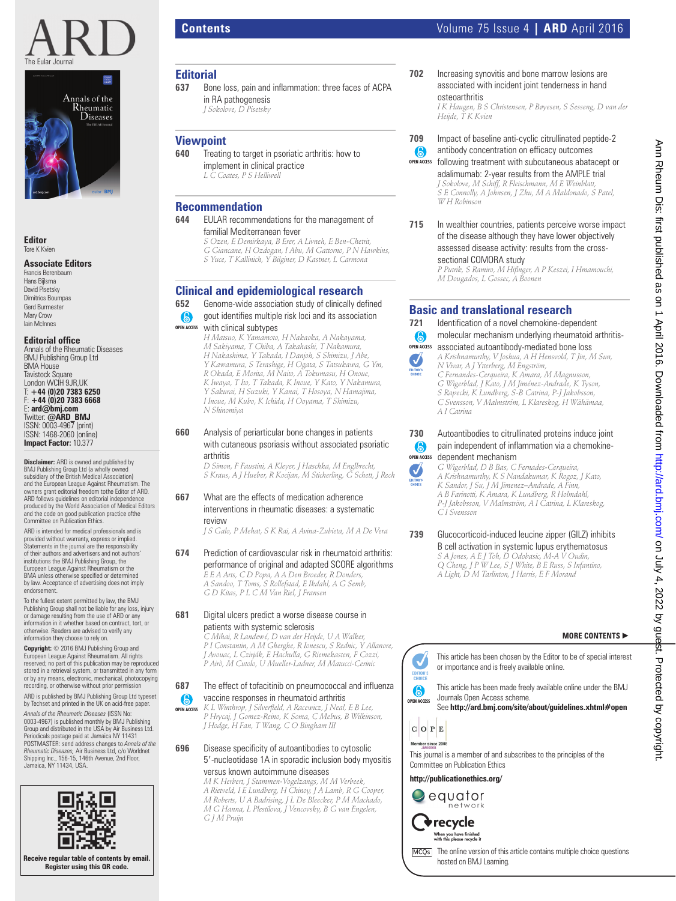# Contents

## Editorial

**637** Bone loss, pain and inflammation: three faces of ACPA in RA pathogenesis
*J Sokolove, D Pisetsky*

## Viewpoint

**640** Treating to target in psoriatic arthritis: how to implement in clinical practice
*L C Coates, P S Helliwell*

## Recommendation

**644** EULAR recommendations for the management of familial Mediterranean fever
*S Ozen, E Demirkaya, B Erer, A Livneh, E Ben-Chetrit, G Giancane, H Ozdogan, I Abu, M Gattorno, P N Hawkins, S Yuce, T Kallinich, Y Bilginer, D Kastner, L Carmona*

## Clinical and epidemiological research

**652** OPEN ACCESS Genome-wide association study of clinically defined gout identifies multiple risk loci and its association with clinical subtypes
*H Matsuo, K Yamamoto, H Nakaoka, A Nakayama, M Sakiyama, T Chiba, A Takahashi, T Nakamura, H Nakashima, Y Takada, I Danjoh, S Shimizu, J Abe, Y Kawamura, S Terashige, H Ogata, S Tatsukawa, G Yin, R Okada, E Morita, M Naito, A Tokumasu, H Onoue, K Iwaya, T Ito, T Takada, K Inoue, Y Kato, Y Nakamura, Y Sakurai, H Suzuki, Y Kanai, T Hosoya, N Hamajima, I Inoue, M Kubo, K Ichida, H Ooyama, T Shimizu, N Shinomiya*

**660** Analysis of periarticular bone changes in patients with cutaneous psoriasis without associated psoriatic arthritis
*D Simon, F Faustini, A Kleyer, J Haschka, M Englbrecht, S Kraus, A J Hueber, R Kocijan, M Sticherling, G Schett, J Rech*

**667** What are the effects of medication adherence interventions in rheumatic diseases: a systematic review
*J S Galo, P Mehat, S K Rai, A Avina-Zubieta, M A De Vera*

**674** Prediction of cardiovascular risk in rheumatoid arthritis: performance of original and adapted SCORE algorithms
*E E A Arts, C D Popa, A A Den Broeder, R Donders, A Sandoo, T Toms, S Rollefstad, E Ikdahl, A G Semb, G D Kitas, P L C M Van Riel, J Fransen*

**681** Digital ulcers predict a worse disease course in patients with systemic sclerosis
*C Mihai, R Landewé, D van der Heijde, U A Walker, P I Constantin, A M Gherghe, R Ionescu, S Rednic, Y Allanore, J Avouac, L Czirják, E Hachulla, G Riemekasten, F Cozzi, P Airò, M Cutolo, U Mueller-Ladner, M Matucci-Cerinic*

**687** OPEN ACCESS The effect of tofacitinib on pneumococcal and influenza vaccine responses in rheumatoid arthritis
*K L Winthrop, J Silverfield, A Racewicz, J Neal, E B Lee, P Hrycaj, J Gomez-Reino, K Soma, C Mebus, B Wilkinson, J Hodge, H Fan, T Wang, C O Bingham III*

**696** Disease specificity of autoantibodies to cytosolic 5′-nucleotidase 1A in sporadic inclusion body myositis versus known autoimmune diseases
*M K Herbert, J Stammen-Vogelzangs, M M Verbeek, A Rietveld, I E Lundberg, H Chinoy, J A Lamb, R G Cooper, M Roberts, U A Badrising, J L De Bleecker, P M Machado, M G Hanna, L Plestilova, J Vencovsky, B G van Engelen, G J M Pruijn*

**702** Increasing synovitis and bone marrow lesions are associated with incident joint tenderness in hand osteoarthritis
*I K Haugen, B S Christensen, P Bøyesen, S Sesseng, D van der Heijde, T K Kvien*

**709** OPEN ACCESS Impact of baseline anti-cyclic citrullinated peptide-2 antibody concentration on efficacy outcomes following treatment with subcutaneous abatacept or adalimumab: 2-year results from the AMPLE trial
*J Sokolove, M Schiff, R Fleischmann, M E Weinblatt, S E Connolly, A Johnsen, J Zhu, M A Maldonado, S Patel, W H Robinson*

**715** In wealthier countries, patients perceive worse impact of the disease although they have lower objectively assessed disease activity: results from the cross-sectional COMORA study
*P Putrik, S Ramiro, M Hifinger, A P Keszei, I Hmamouchi, M Dougados, L Gossec, A Boonen*

## Basic and translational research

**721** OPEN ACCESS EDITOR'S CHOICE Identification of a novel chemokine-dependent molecular mechanism underlying rheumatoid arthritis-associated autoantibody-mediated bone loss
*A Krishnamurthy, V Joshua, A H Hensvold, T Jin, M Sun, N Vivar, A J Ytterberg, M Engström, C Fernandes-Cerqueira, K Amara, M Magnusson, G Wigerblad, J Kato, J M Jiménez-Andrade, K Tyson, S Rapecki, K Lundberg, S-B Catrina, P-J Jakobsson, C Svensson, V Malmström, L Klareskog, H Wähämaa, A I Catrina*

**730** OPEN ACCESS EDITOR'S CHOICE Autoantibodies to citrullinated proteins induce joint pain independent of inflammation via a chemokine-dependent mechanism
*G Wigerblad, D B Bas, C Fernades-Cerqueira, A Krishnamurthy, K S Nandakumar, K Rogoz, J Kato, K Sandor, J Su, J M Jimenez–Andrade, A Finn, A B Farinotti, K Amara, K Lundberg, R Holmdahl, P-J Jakobsson, V Malmström, A I Catrina, L Klareskog, C I Svensson*

**739** Glucocorticoid-induced leucine zipper (GILZ) inhibits B cell activation in systemic lupus erythematosus
*S A Jones, A E J Toh, D Odobasic, M-A V Oudin, Q Cheng, J P W Lee, S J White, B E Russ, S Infantino, A Light, D M Tarlinton, J Harris, E F Morand*

**MORE CONTENTS ▶**

EDITOR'S CHOICE — This article has been chosen by the Editor to be of special interest or importance and is freely available online.

OPEN ACCESS — This article has been made freely available online under the BMJ Journals Open Access scheme. See **http://ard.bmj.com/site/about/guidelines.xhtml#open**

COPE — Member since 2008 JM00008
This journal is a member of and subscribes to the principles of the Committee on Publication Ethics

**http://publicationethics.org/**

equator network

recycle — When you have finished with this please recycle it

MCQs — The online version of this article contains multiple choice questions hosted on BMJ Learning.

---

ARD — The Eular Journal

**Editor**
Tore K Kvien

**Associate Editors**
Francis Berenbaum
Hans Bijlsma
David Pisetsky
Dimitrios Boumpas
Gerd Burmester
Mary Crow
Iain McInnes

**Editorial office**
Annals of the Rheumatic Diseases
BMJ Publishing Group Ltd
BMA House
Tavistock Square
London WCIH 9JR,UK
T: **+44 (0)20 7383 6250**
F: **+44 (0)20 7383 6668**
E: **ard@bmj.com**
Twitter: **@ARD_BMJ**
ISSN: 0003-4967 (print)
ISSN: 1468-2060 (online)
**Impact Factor:** 10.377

**Disclaimer:** ARD is owned and published by BMJ Publishing Group Ltd (a wholly owned subsidiary of the British Medical Association) and the European League Against Rheumatism. The owners grant editorial freedom tothe Editor of ARD. ARD follows guidelines on editorial independence produced by the World Association of Medical Editors and the code on good publication practice ofthe Committee on Publication Ethics.

ARD is intended for medical professionals and is provided without warranty, express or implied. Statements in the journal are the responsibility of their authors and advertisers and not authors' institutions the BMJ Publishing Group, the European League Against Rheumatism or the BMA unless otherwise specified or determined by law. Acceptance of advertising does not imply endorsement.

To the fullest extent permitted by law, the BMJ Publishing Group shall not be liable for any loss, injury or damage resulting from the use of ARD or any information in it whether based on contract, tort, or otherwise. Readers are advised to verify any information they choose to rely on.

**Copyright:** © 2016 BMJ Publishing Group and European League Against Rheumatism. All rights reserved; no part of this publication may be reproduced stored in a retrieval system, or transmitted in any form or by any means, electronic, mechanical, photocopying recording, or otherwise without prior permission

ARD is published by BMJ Publishing Group Ltd typeset by Techset and printed in the UK on acid-free paper.

*Annals of the Rheumatic Diseases* (ISSN No: 0003-4967) is published monthly by BMJ Publishing Group and distributed in the USA by Air Business Ltd. Periodicals postage paid at Jamaica NY 11431 POSTMASTER: send address changes to *Annals of the Rheumatic Diseases,* Air Business Ltd, c/o Worldnet Shipping Inc., 156-15, 146th Avenue, 2nd Floor, Jamaica, NY 11434, USA.

**Receive regular table of contents by email. Register using this QR code.**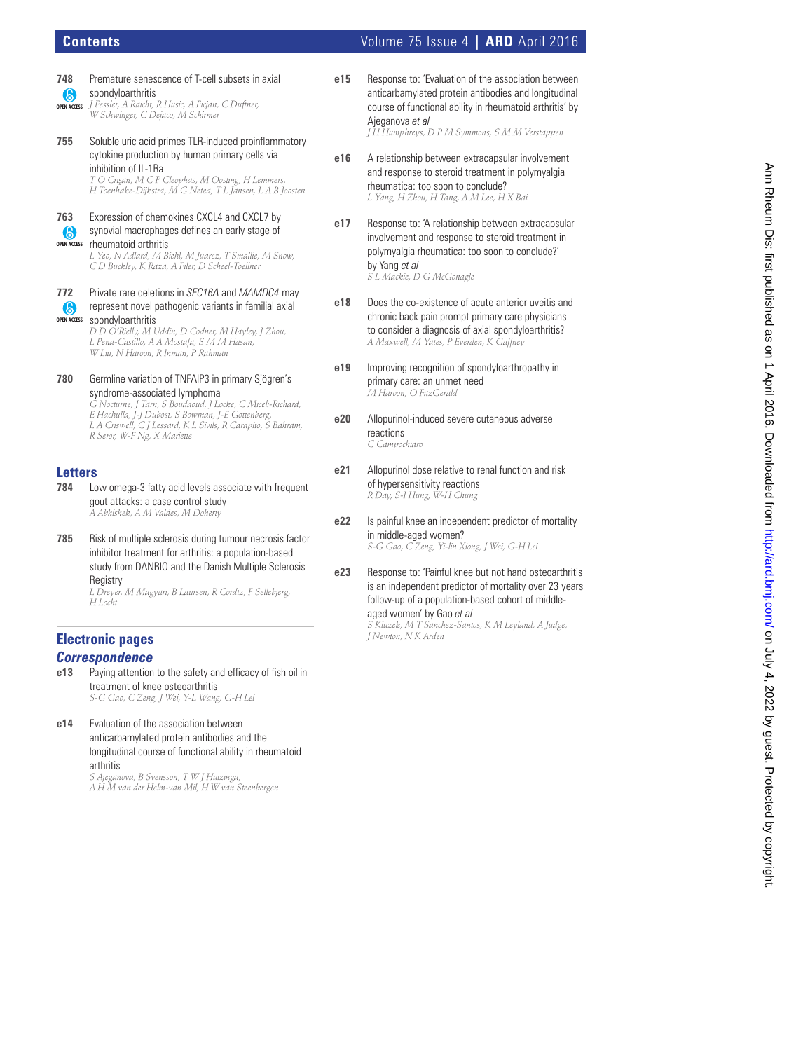**748** Premature senescence of T-cell subsets in axial spondyloarthritis
OPEN ACCESS
*J Fessler, A Raicht, R Husic, A Ficjan, C Duftner, W Schwinger, C Dejaco, M Schirmer*

**755** Soluble uric acid primes TLR-induced proinflammatory cytokine production by human primary cells via inhibition of IL-1Ra
*T O Crişan, M C P Cleophas, M Oosting, H Lemmers, H Toenhake-Dijkstra, M G Netea, T L Jansen, L A B Joosten*

**763** Expression of chemokines CXCL4 and CXCL7 by synovial macrophages defines an early stage of rheumatoid arthritis
OPEN ACCESS
*L Yeo, N Adlard, M Biehl, M Juarez, T Smallie, M Snow, C D Buckley, K Raza, A Filer, D Scheel-Toellner*

**772** Private rare deletions in *SEC16A* and *MAMDC4* may represent novel pathogenic variants in familial axial spondyloarthritis
OPEN ACCESS
*D D O'Rielly, M Uddin, D Codner, M Hayley, J Zhou, L Pena-Castillo, A A Mostafa, S M M Hasan, W Liu, N Haroon, R Inman, P Rahman*

**780** Germline variation of TNFAIP3 in primary Sjögren's syndrome-associated lymphoma
*G Nocturne, J Tarn, S Boudaoud, J Locke, C Miceli-Richard, E Hachulla, J-J Dubost, S Bowman, J-E Gottenberg, L A Criswell, C J Lessard, K L Sivils, R Carapito, S Bahram, R Seror, W-F Ng, X Mariette*

## Letters

**784** Low omega-3 fatty acid levels associate with frequent gout attacks: a case control study
*A Abhishek, A M Valdes, M Doherty*

**785** Risk of multiple sclerosis during tumour necrosis factor inhibitor treatment for arthritis: a population-based study from DANBIO and the Danish Multiple Sclerosis Registry
*L Dreyer, M Magyari, B Laursen, R Cordtz, F Sellebjerg, H Locht*

## Electronic pages

### *Correspondence*

**e13** Paying attention to the safety and efficacy of fish oil in treatment of knee osteoarthritis
*S-G Gao, C Zeng, J Wei, Y-L Wang, G-H Lei*

**e14** Evaluation of the association between anticarbamylated protein antibodies and the longitudinal course of functional ability in rheumatoid arthritis
*S Ajeganova, B Svensson, T W J Huizinga, A H M van der Helm-van Mil, H W van Steenbergen*

**e15** Response to: 'Evaluation of the association between anticarbamylated protein antibodies and longitudinal course of functional ability in rheumatoid arthritis' by Ajeganova *et al*
*J H Humphreys, D P M Symmons, S M M Verstappen*

**e16** A relationship between extracapsular involvement and response to steroid treatment in polymyalgia rheumatica: too soon to conclude?
*L Yang, H Zhou, H Tang, A M Lee, H X Bai*

**e17** Response to: 'A relationship between extracapsular involvement and response to steroid treatment in polymyalgia rheumatica: too soon to conclude?' by Yang *et al*
*S L Mackie, D G McGonagle*

**e18** Does the co-existence of acute anterior uveitis and chronic back pain prompt primary care physicians to consider a diagnosis of axial spondyloarthritis?
*A Maxwell, M Yates, P Everden, K Gaffney*

**e19** Improving recognition of spondyloarthropathy in primary care: an unmet need
*M Haroon, O FitzGerald*

**e20** Allopurinol-induced severe cutaneous adverse reactions
*C Campochiaro*

**e21** Allopurinol dose relative to renal function and risk of hypersensitivity reactions
*R Day, S-I Hung, W-H Chung*

**e22** Is painful knee an independent predictor of mortality in middle-aged women?
*S-G Gao, C Zeng, Yi-lin Xiong, J Wei, G-H Lei*

**e23** Response to: 'Painful knee but not hand osteoarthritis is an independent predictor of mortality over 23 years follow-up of a population-based cohort of middle-aged women' by Gao *et al*
*S Kluzek, M T Sanchez-Santos, K M Leyland, A Judge, J Newton, N K Arden*